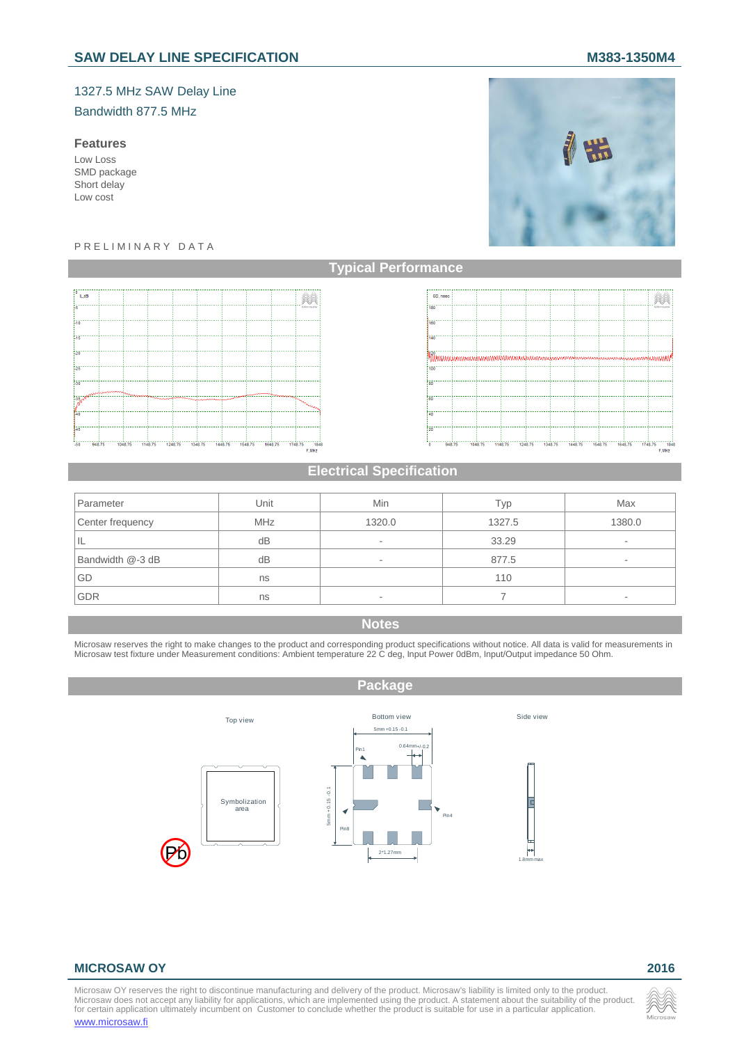# SAW DELAY LINE SPECIFICATION

**M383-1350M4**

1327.5 MHz SAW Delay Line
Bandwidth 877.5 MHz

### Features

- Low Loss
- SMD package
- Short delay
- Low cost

PRELIMINARY DATA

## Typical Performance

## Electrical Specification

| Parameter | Unit | Min | Typ | Max |
|---|---|---|---|---|
| Center frequency | MHz | 1320.0 | 1327.5 | 1380.0 |
| IL | dB | - | 33.29 | - |
| Bandwidth @-3 dB | dB | - | 877.5 | - |
| GD | ns | | 110 | |
| GDR | ns | - | 7 | - |

## Notes

Microsaw reserves the right to make changes to the product and corresponding product specifications without notice. All data is valid for measurements in Microsaw test fixture under Measurement conditions: Ambient temperature 22 C deg, Input Power 0dBm, Input/Output impedance 50 Ohm.

## Package

Top view

Symbolization area

Bottom view

5mm +0.15 -0.1

0.64mm+/-0.2

Pin1

Pin4

Pin8

5mm +0.15 -0.1

2*1.27mm

Side view

1.8mm max

**MICROSAW OY**

**2016**

Microsaw OY reserves the right to discontinue manufacturing and delivery of the product. Microsaw's liability is limited only to the product. Microsaw does not accept any liability for applications, which are implemented using the product. A statement about the suitability of the product for certain application ultimately incumbent on Customer to conclude whether the product is suitable for use in a particular application.

www.microsaw.fi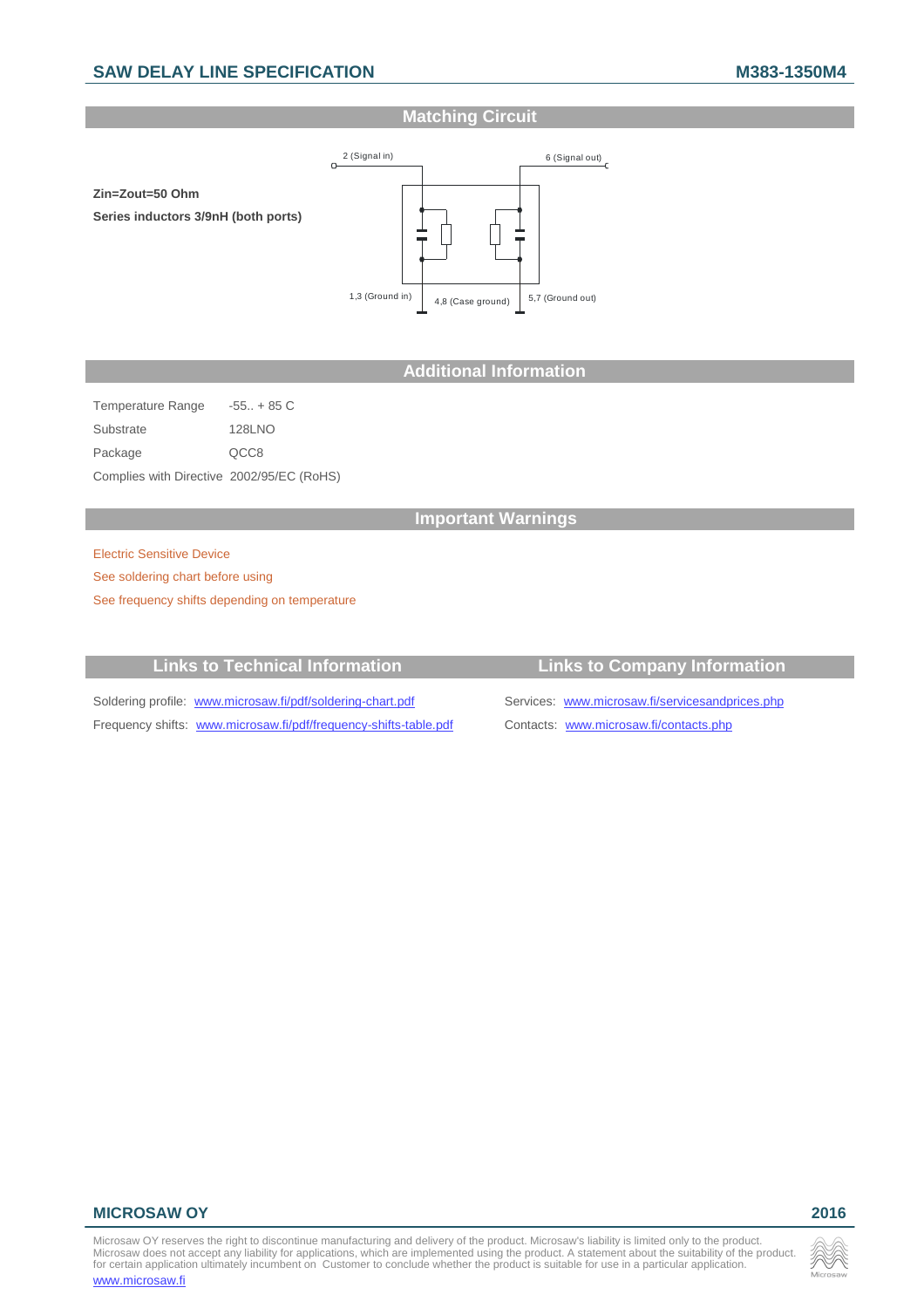## Matching Circuit

**Zin=Zout=50 Ohm**

**Series inductors 3/9nH (both ports)**

2 (Signal in)
6 (Signal out)
1,3 (Ground in)
4,8 (Case ground)
5,7 (Ground out)

## Additional Information

| | |
|---|---|
| Temperature Range | -55.. + 85 C |
| Substrate | 128LNO |
| Package | QCC8 |
| Complies with Directive | 2002/95/EC (RoHS) |

## Important Warnings

Electric Sensitive Device

See soldering chart before using

See frequency shifts depending on temperature

## Links to Technical Information

Soldering profile: www.microsaw.fi/pdf/soldering-chart.pdf

Frequency shifts: www.microsaw.fi/pdf/frequency-shifts-table.pdf

## Links to Company Information

Services: www.microsaw.fi/servicesandprices.php

Contacts: www.microsaw.fi/contacts.php

**MICROSAW OY** **2016**

Microsaw OY reserves the right to discontinue manufacturing and delivery of the product. Microsaw's liability is limited only to the product. Microsaw does not accept any liability for applications, which are implemented using the product. A statement about the suitability of the product for certain application ultimately incumbent on Customer to conclude whether the product is suitable for use in a particular application.

www.microsaw.fi